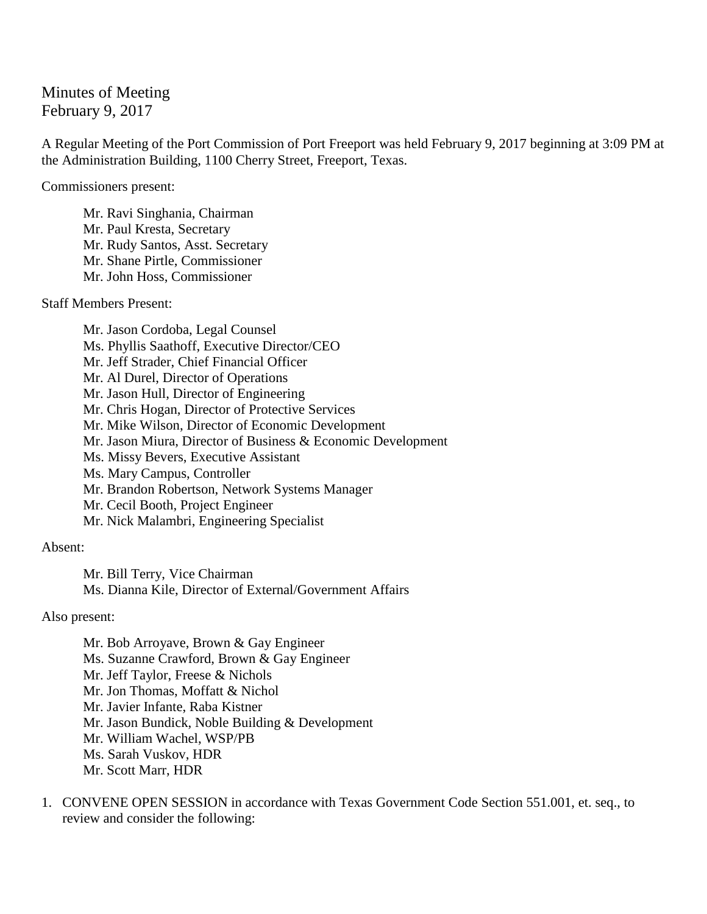# Minutes of Meeting
February 9, 2017

A Regular Meeting of the Port Commission of Port Freeport was held February 9, 2017 beginning at 3:09 PM at the Administration Building, 1100 Cherry Street, Freeport, Texas.

Commissioners present:

Mr. Ravi Singhania, Chairman
Mr. Paul Kresta, Secretary
Mr. Rudy Santos, Asst. Secretary
Mr. Shane Pirtle, Commissioner
Mr. John Hoss, Commissioner

Staff Members Present:

Mr. Jason Cordoba, Legal Counsel
Ms. Phyllis Saathoff, Executive Director/CEO
Mr. Jeff Strader, Chief Financial Officer
Mr. Al Durel, Director of Operations
Mr. Jason Hull, Director of Engineering
Mr. Chris Hogan, Director of Protective Services
Mr. Mike Wilson, Director of Economic Development
Mr. Jason Miura, Director of Business & Economic Development
Ms. Missy Bevers, Executive Assistant
Ms. Mary Campus, Controller
Mr. Brandon Robertson, Network Systems Manager
Mr. Cecil Booth, Project Engineer
Mr. Nick Malambri, Engineering Specialist

Absent:

Mr. Bill Terry, Vice Chairman
Ms. Dianna Kile, Director of External/Government Affairs

Also present:

Mr. Bob Arroyave, Brown & Gay Engineer
Ms. Suzanne Crawford, Brown & Gay Engineer
Mr. Jeff Taylor, Freese & Nichols
Mr. Jon Thomas, Moffatt & Nichol
Mr. Javier Infante, Raba Kistner
Mr. Jason Bundick, Noble Building & Development
Mr. William Wachel, WSP/PB
Ms. Sarah Vuskov, HDR
Mr. Scott Marr, HDR

1. CONVENE OPEN SESSION in accordance with Texas Government Code Section 551.001, et. seq., to review and consider the following: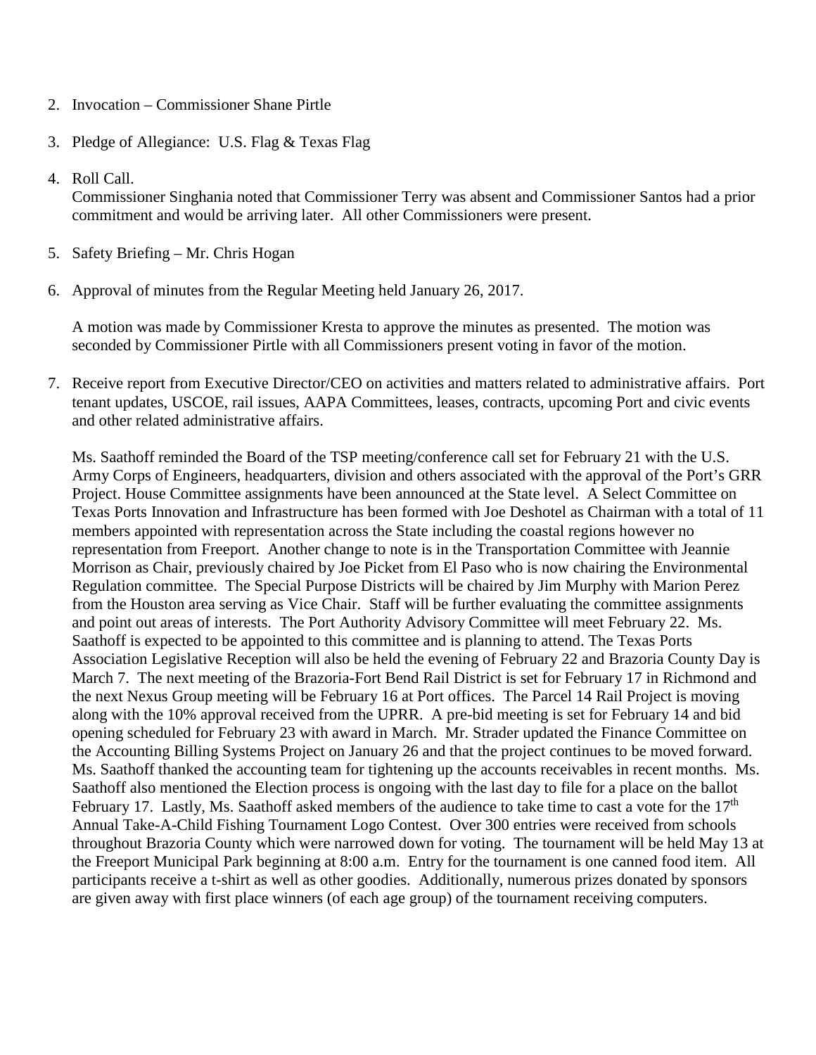2. Invocation – Commissioner Shane Pirtle

3. Pledge of Allegiance: U.S. Flag & Texas Flag

4. Roll Call.
   Commissioner Singhania noted that Commissioner Terry was absent and Commissioner Santos had a prior commitment and would be arriving later. All other Commissioners were present.

5. Safety Briefing – Mr. Chris Hogan

6. Approval of minutes from the Regular Meeting held January 26, 2017.

   A motion was made by Commissioner Kresta to approve the minutes as presented. The motion was seconded by Commissioner Pirtle with all Commissioners present voting in favor of the motion.

7. Receive report from Executive Director/CEO on activities and matters related to administrative affairs. Port tenant updates, USCOE, rail issues, AAPA Committees, leases, contracts, upcoming Port and civic events and other related administrative affairs.

   Ms. Saathoff reminded the Board of the TSP meeting/conference call set for February 21 with the U.S. Army Corps of Engineers, headquarters, division and others associated with the approval of the Port's GRR Project. House Committee assignments have been announced at the State level. A Select Committee on Texas Ports Innovation and Infrastructure has been formed with Joe Deshotel as Chairman with a total of 11 members appointed with representation across the State including the coastal regions however no representation from Freeport. Another change to note is in the Transportation Committee with Jeannie Morrison as Chair, previously chaired by Joe Picket from El Paso who is now chairing the Environmental Regulation committee. The Special Purpose Districts will be chaired by Jim Murphy with Marion Perez from the Houston area serving as Vice Chair. Staff will be further evaluating the committee assignments and point out areas of interests. The Port Authority Advisory Committee will meet February 22. Ms. Saathoff is expected to be appointed to this committee and is planning to attend. The Texas Ports Association Legislative Reception will also be held the evening of February 22 and Brazoria County Day is March 7. The next meeting of the Brazoria-Fort Bend Rail District is set for February 17 in Richmond and the next Nexus Group meeting will be February 16 at Port offices. The Parcel 14 Rail Project is moving along with the 10% approval received from the UPRR. A pre-bid meeting is set for February 14 and bid opening scheduled for February 23 with award in March. Mr. Strader updated the Finance Committee on the Accounting Billing Systems Project on January 26 and that the project continues to be moved forward. Ms. Saathoff thanked the accounting team for tightening up the accounts receivables in recent months. Ms. Saathoff also mentioned the Election process is ongoing with the last day to file for a place on the ballot February 17. Lastly, Ms. Saathoff asked members of the audience to take time to cast a vote for the 17th Annual Take-A-Child Fishing Tournament Logo Contest. Over 300 entries were received from schools throughout Brazoria County which were narrowed down for voting. The tournament will be held May 13 at the Freeport Municipal Park beginning at 8:00 a.m. Entry for the tournament is one canned food item. All participants receive a t-shirt as well as other goodies. Additionally, numerous prizes donated by sponsors are given away with first place winners (of each age group) of the tournament receiving computers.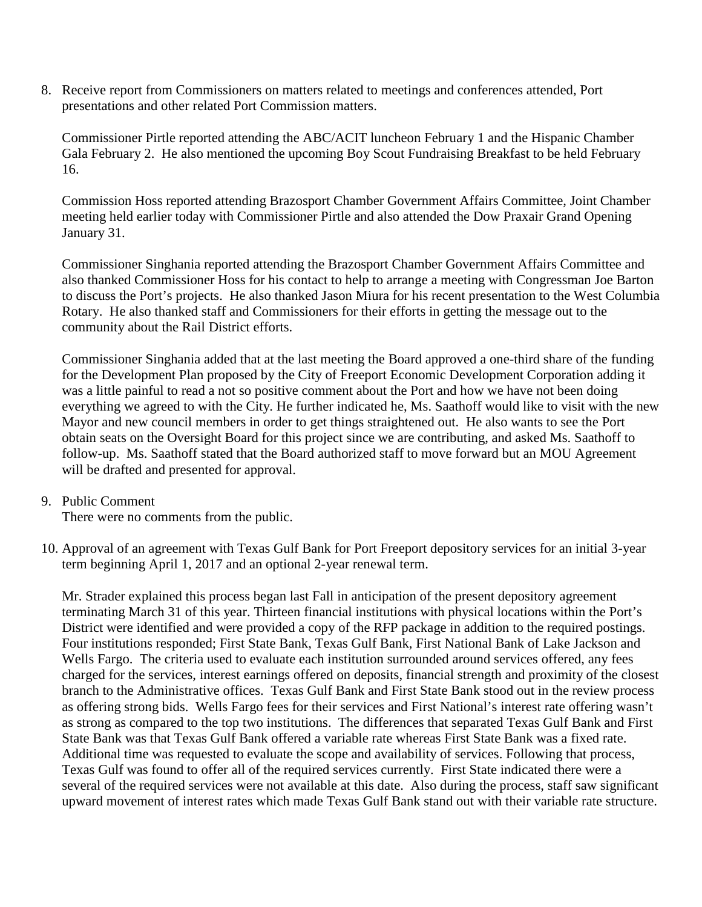8. Receive report from Commissioners on matters related to meetings and conferences attended, Port presentations and other related Port Commission matters.

   Commissioner Pirtle reported attending the ABC/ACIT luncheon February 1 and the Hispanic Chamber Gala February 2. He also mentioned the upcoming Boy Scout Fundraising Breakfast to be held February 16.

   Commission Hoss reported attending Brazosport Chamber Government Affairs Committee, Joint Chamber meeting held earlier today with Commissioner Pirtle and also attended the Dow Praxair Grand Opening January 31.

   Commissioner Singhania reported attending the Brazosport Chamber Government Affairs Committee and also thanked Commissioner Hoss for his contact to help to arrange a meeting with Congressman Joe Barton to discuss the Port's projects. He also thanked Jason Miura for his recent presentation to the West Columbia Rotary. He also thanked staff and Commissioners for their efforts in getting the message out to the community about the Rail District efforts.

   Commissioner Singhania added that at the last meeting the Board approved a one-third share of the funding for the Development Plan proposed by the City of Freeport Economic Development Corporation adding it was a little painful to read a not so positive comment about the Port and how we have not been doing everything we agreed to with the City. He further indicated he, Ms. Saathoff would like to visit with the new Mayor and new council members in order to get things straightened out. He also wants to see the Port obtain seats on the Oversight Board for this project since we are contributing, and asked Ms. Saathoff to follow-up. Ms. Saathoff stated that the Board authorized staff to move forward but an MOU Agreement will be drafted and presented for approval.

9. Public Comment
   There were no comments from the public.

10. Approval of an agreement with Texas Gulf Bank for Port Freeport depository services for an initial 3-year term beginning April 1, 2017 and an optional 2-year renewal term.

    Mr. Strader explained this process began last Fall in anticipation of the present depository agreement terminating March 31 of this year. Thirteen financial institutions with physical locations within the Port's District were identified and were provided a copy of the RFP package in addition to the required postings. Four institutions responded; First State Bank, Texas Gulf Bank, First National Bank of Lake Jackson and Wells Fargo. The criteria used to evaluate each institution surrounded around services offered, any fees charged for the services, interest earnings offered on deposits, financial strength and proximity of the closest branch to the Administrative offices. Texas Gulf Bank and First State Bank stood out in the review process as offering strong bids. Wells Fargo fees for their services and First National's interest rate offering wasn't as strong as compared to the top two institutions. The differences that separated Texas Gulf Bank and First State Bank was that Texas Gulf Bank offered a variable rate whereas First State Bank was a fixed rate. Additional time was requested to evaluate the scope and availability of services. Following that process, Texas Gulf was found to offer all of the required services currently. First State indicated there were a several of the required services were not available at this date. Also during the process, staff saw significant upward movement of interest rates which made Texas Gulf Bank stand out with their variable rate structure.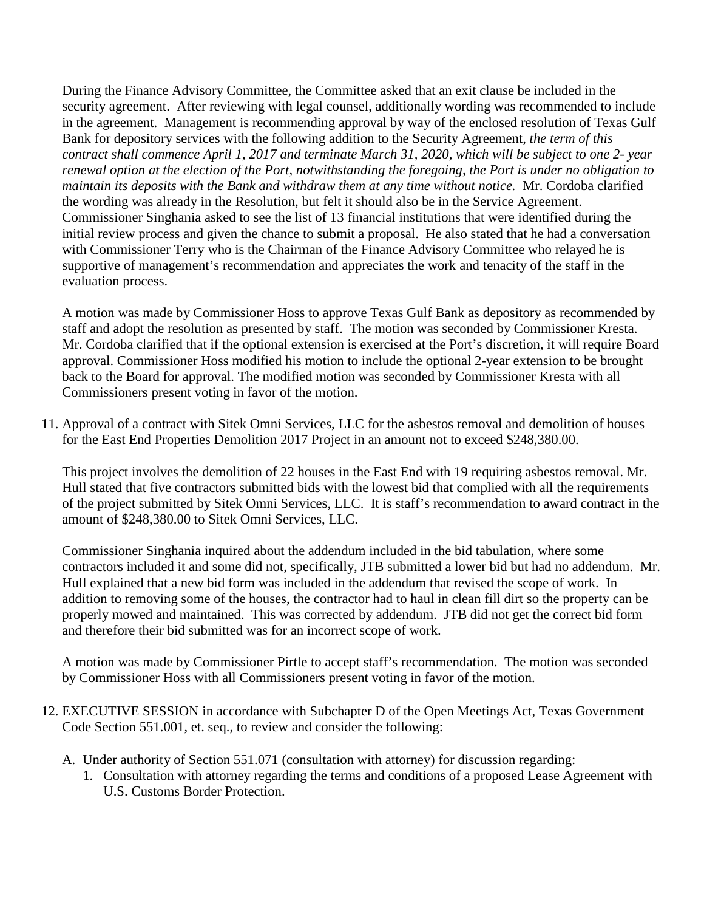During the Finance Advisory Committee, the Committee asked that an exit clause be included in the security agreement. After reviewing with legal counsel, additionally wording was recommended to include in the agreement. Management is recommending approval by way of the enclosed resolution of Texas Gulf Bank for depository services with the following addition to the Security Agreement, *the term of this contract shall commence April 1, 2017 and terminate March 31, 2020, which will be subject to one 2- year renewal option at the election of the Port, notwithstanding the foregoing, the Port is under no obligation to maintain its deposits with the Bank and withdraw them at any time without notice.* Mr. Cordoba clarified the wording was already in the Resolution, but felt it should also be in the Service Agreement. Commissioner Singhania asked to see the list of 13 financial institutions that were identified during the initial review process and given the chance to submit a proposal. He also stated that he had a conversation with Commissioner Terry who is the Chairman of the Finance Advisory Committee who relayed he is supportive of management's recommendation and appreciates the work and tenacity of the staff in the evaluation process.

A motion was made by Commissioner Hoss to approve Texas Gulf Bank as depository as recommended by staff and adopt the resolution as presented by staff. The motion was seconded by Commissioner Kresta. Mr. Cordoba clarified that if the optional extension is exercised at the Port's discretion, it will require Board approval. Commissioner Hoss modified his motion to include the optional 2-year extension to be brought back to the Board for approval. The modified motion was seconded by Commissioner Kresta with all Commissioners present voting in favor of the motion.

11. Approval of a contract with Sitek Omni Services, LLC for the asbestos removal and demolition of houses for the East End Properties Demolition 2017 Project in an amount not to exceed $248,380.00.

This project involves the demolition of 22 houses in the East End with 19 requiring asbestos removal. Mr. Hull stated that five contractors submitted bids with the lowest bid that complied with all the requirements of the project submitted by Sitek Omni Services, LLC. It is staff's recommendation to award contract in the amount of $248,380.00 to Sitek Omni Services, LLC.

Commissioner Singhania inquired about the addendum included in the bid tabulation, where some contractors included it and some did not, specifically, JTB submitted a lower bid but had no addendum. Mr. Hull explained that a new bid form was included in the addendum that revised the scope of work. In addition to removing some of the houses, the contractor had to haul in clean fill dirt so the property can be properly mowed and maintained. This was corrected by addendum. JTB did not get the correct bid form and therefore their bid submitted was for an incorrect scope of work.

A motion was made by Commissioner Pirtle to accept staff's recommendation. The motion was seconded by Commissioner Hoss with all Commissioners present voting in favor of the motion.

12. EXECUTIVE SESSION in accordance with Subchapter D of the Open Meetings Act, Texas Government Code Section 551.001, et. seq., to review and consider the following:

    A. Under authority of Section 551.071 (consultation with attorney) for discussion regarding:
        1. Consultation with attorney regarding the terms and conditions of a proposed Lease Agreement with U.S. Customs Border Protection.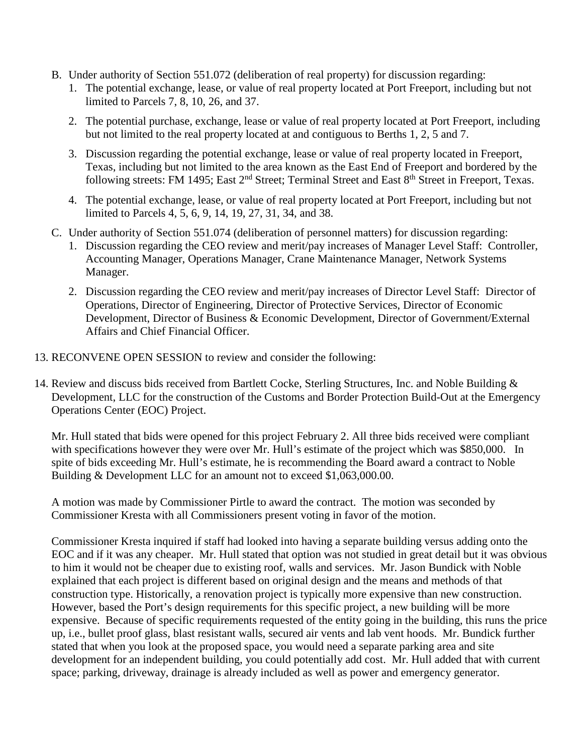B. Under authority of Section 551.072 (deliberation of real property) for discussion regarding:
   1. The potential exchange, lease, or value of real property located at Port Freeport, including but not limited to Parcels 7, 8, 10, 26, and 37.
   2. The potential purchase, exchange, lease or value of real property located at Port Freeport, including but not limited to the real property located at and contiguous to Berths 1, 2, 5 and 7.
   3. Discussion regarding the potential exchange, lease or value of real property located in Freeport, Texas, including but not limited to the area known as the East End of Freeport and bordered by the following streets: FM 1495; East 2nd Street; Terminal Street and East 8th Street in Freeport, Texas.
   4. The potential exchange, lease, or value of real property located at Port Freeport, including but not limited to Parcels 4, 5, 6, 9, 14, 19, 27, 31, 34, and 38.

C. Under authority of Section 551.074 (deliberation of personnel matters) for discussion regarding:
   1. Discussion regarding the CEO review and merit/pay increases of Manager Level Staff: Controller, Accounting Manager, Operations Manager, Crane Maintenance Manager, Network Systems Manager.
   2. Discussion regarding the CEO review and merit/pay increases of Director Level Staff: Director of Operations, Director of Engineering, Director of Protective Services, Director of Economic Development, Director of Business & Economic Development, Director of Government/External Affairs and Chief Financial Officer.

13. RECONVENE OPEN SESSION to review and consider the following:

14. Review and discuss bids received from Bartlett Cocke, Sterling Structures, Inc. and Noble Building & Development, LLC for the construction of the Customs and Border Protection Build-Out at the Emergency Operations Center (EOC) Project.

    Mr. Hull stated that bids were opened for this project February 2. All three bids received were compliant with specifications however they were over Mr. Hull's estimate of the project which was $850,000. In spite of bids exceeding Mr. Hull's estimate, he is recommending the Board award a contract to Noble Building & Development LLC for an amount not to exceed $1,063,000.00.

    A motion was made by Commissioner Pirtle to award the contract. The motion was seconded by Commissioner Kresta with all Commissioners present voting in favor of the motion.

    Commissioner Kresta inquired if staff had looked into having a separate building versus adding onto the EOC and if it was any cheaper. Mr. Hull stated that option was not studied in great detail but it was obvious to him it would not be cheaper due to existing roof, walls and services. Mr. Jason Bundick with Noble explained that each project is different based on original design and the means and methods of that construction type. Historically, a renovation project is typically more expensive than new construction. However, based the Port's design requirements for this specific project, a new building will be more expensive. Because of specific requirements requested of the entity going in the building, this runs the price up, i.e., bullet proof glass, blast resistant walls, secured air vents and lab vent hoods. Mr. Bundick further stated that when you look at the proposed space, you would need a separate parking area and site development for an independent building, you could potentially add cost. Mr. Hull added that with current space; parking, driveway, drainage is already included as well as power and emergency generator.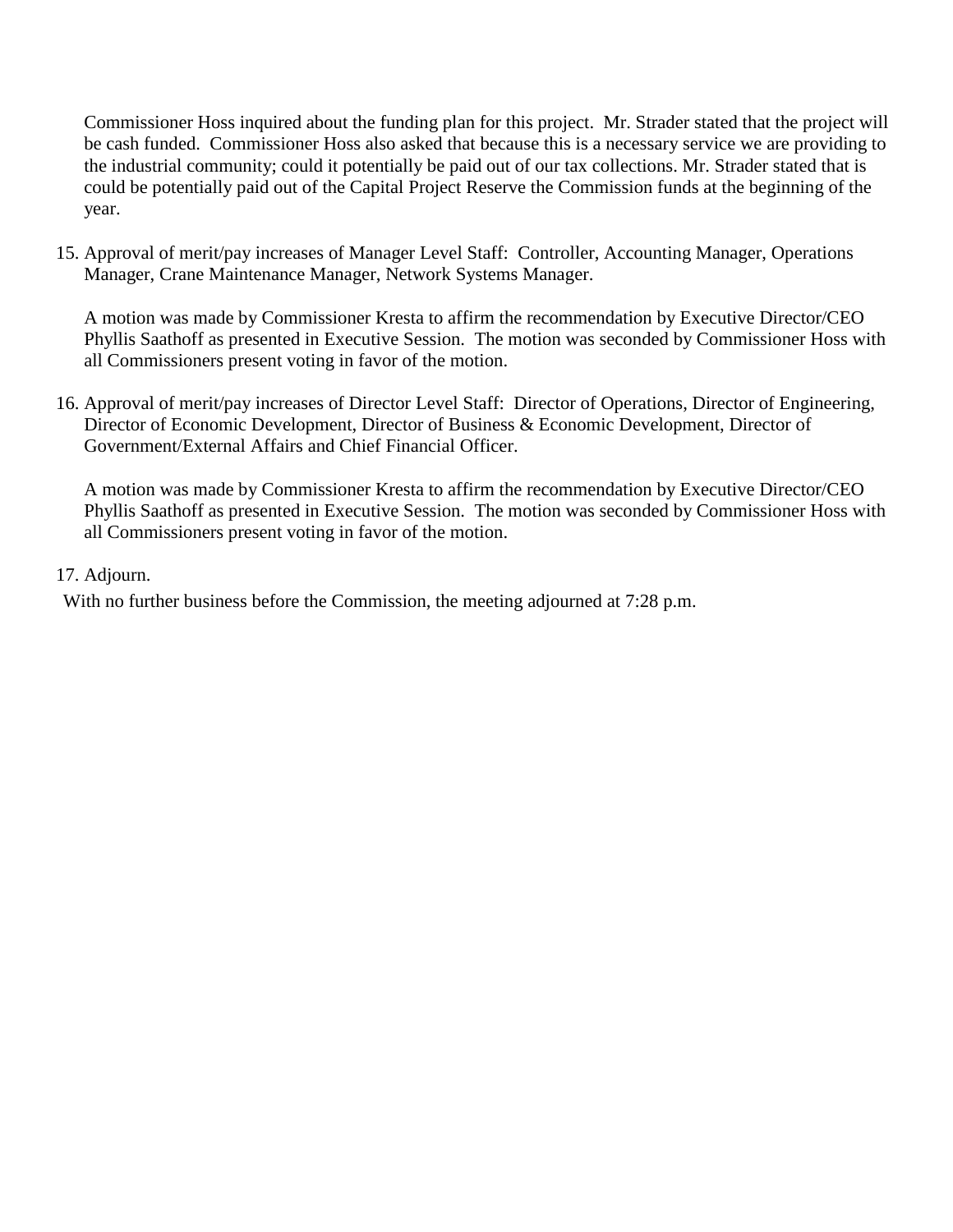Commissioner Hoss inquired about the funding plan for this project. Mr. Strader stated that the project will be cash funded. Commissioner Hoss also asked that because this is a necessary service we are providing to the industrial community; could it potentially be paid out of our tax collections. Mr. Strader stated that is could be potentially paid out of the Capital Project Reserve the Commission funds at the beginning of the year.

15. Approval of merit/pay increases of Manager Level Staff: Controller, Accounting Manager, Operations Manager, Crane Maintenance Manager, Network Systems Manager.

    A motion was made by Commissioner Kresta to affirm the recommendation by Executive Director/CEO Phyllis Saathoff as presented in Executive Session. The motion was seconded by Commissioner Hoss with all Commissioners present voting in favor of the motion.

16. Approval of merit/pay increases of Director Level Staff: Director of Operations, Director of Engineering, Director of Economic Development, Director of Business & Economic Development, Director of Government/External Affairs and Chief Financial Officer.

    A motion was made by Commissioner Kresta to affirm the recommendation by Executive Director/CEO Phyllis Saathoff as presented in Executive Session. The motion was seconded by Commissioner Hoss with all Commissioners present voting in favor of the motion.

17. Adjourn.

With no further business before the Commission, the meeting adjourned at 7:28 p.m.